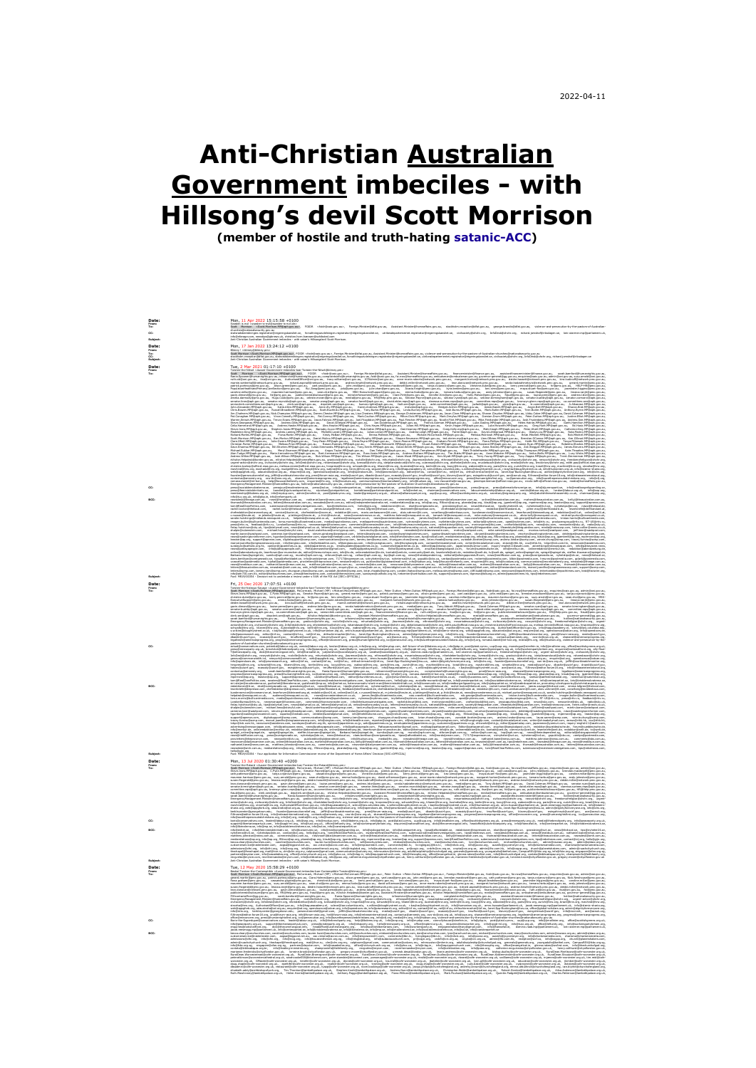2022-04-11

# Anti-Christian Australian Government imbeciles - with Hillsong's devil Scott Morrison

**(member of hostile and truth-hating satanic-ACC)**

**Date:** Mon, 11 Apr 2022 15:15:58 +0100

**Date:** Mon, 17 Jan 2022 13:24:12 +0100

**Date:** Tue, 2 Mar 2021 01:17:10 +0100

**Date:** Fri, 25 Dec 2020 17:07:51 +0100

**Date:** Mon, 13 Jul 2020 01:30:40 +0200

**Date:** Tue, 12 May 2020 15:58:29 +0100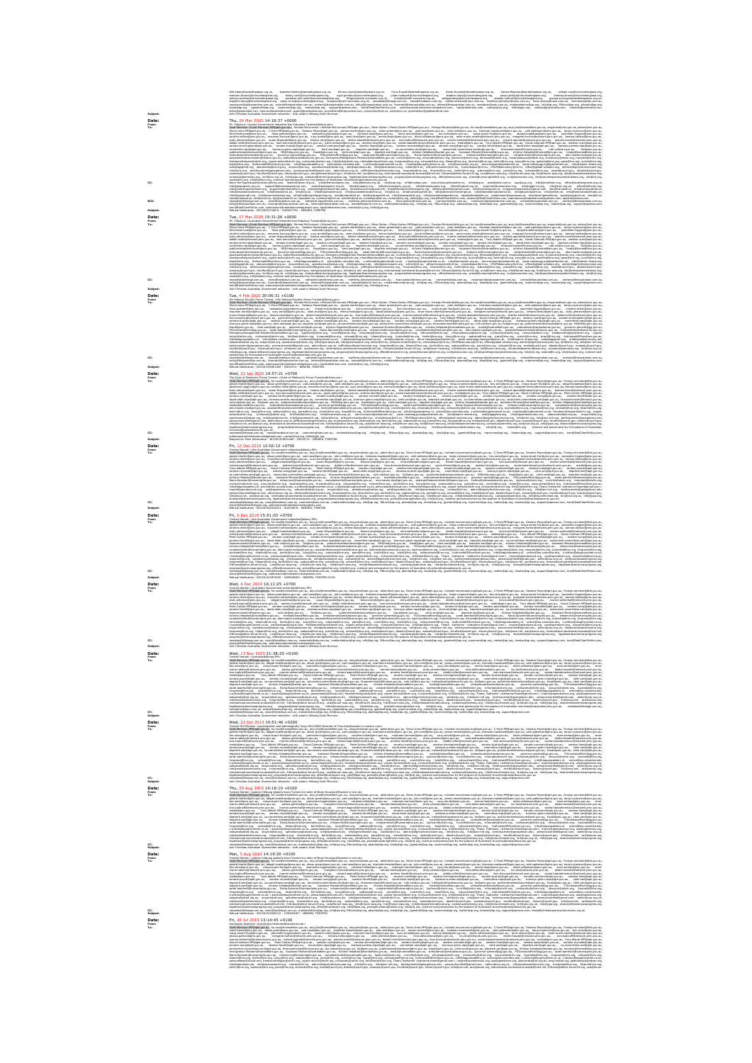Thu, 26 Nov 2020 14:18:37 +0000

Tue, 17 Mar 2020 19:31:26 +0000

Tue, 4 Feb 2020 20:06:31 +0100

Wed, 22 Jan 2020 19:57:21 +0700

Fri, 13 Dec 2019 12:02:12 +0700

Fri, 6 Dec 2019 15:51:03 +0700

Wed, 4 Dec 2019 16:11:25 +0700

Wed, 13 Nov 2019 21:38:20 +0100

Wed, 23 Oct 2019 19:51:46 +0200

Thu, 29 Aug 2019 14:18:10 +0100

Mon, 5 Aug 2019 14:19:20 +0100

Fri, 26 Jul 2019 13:14:45 +0100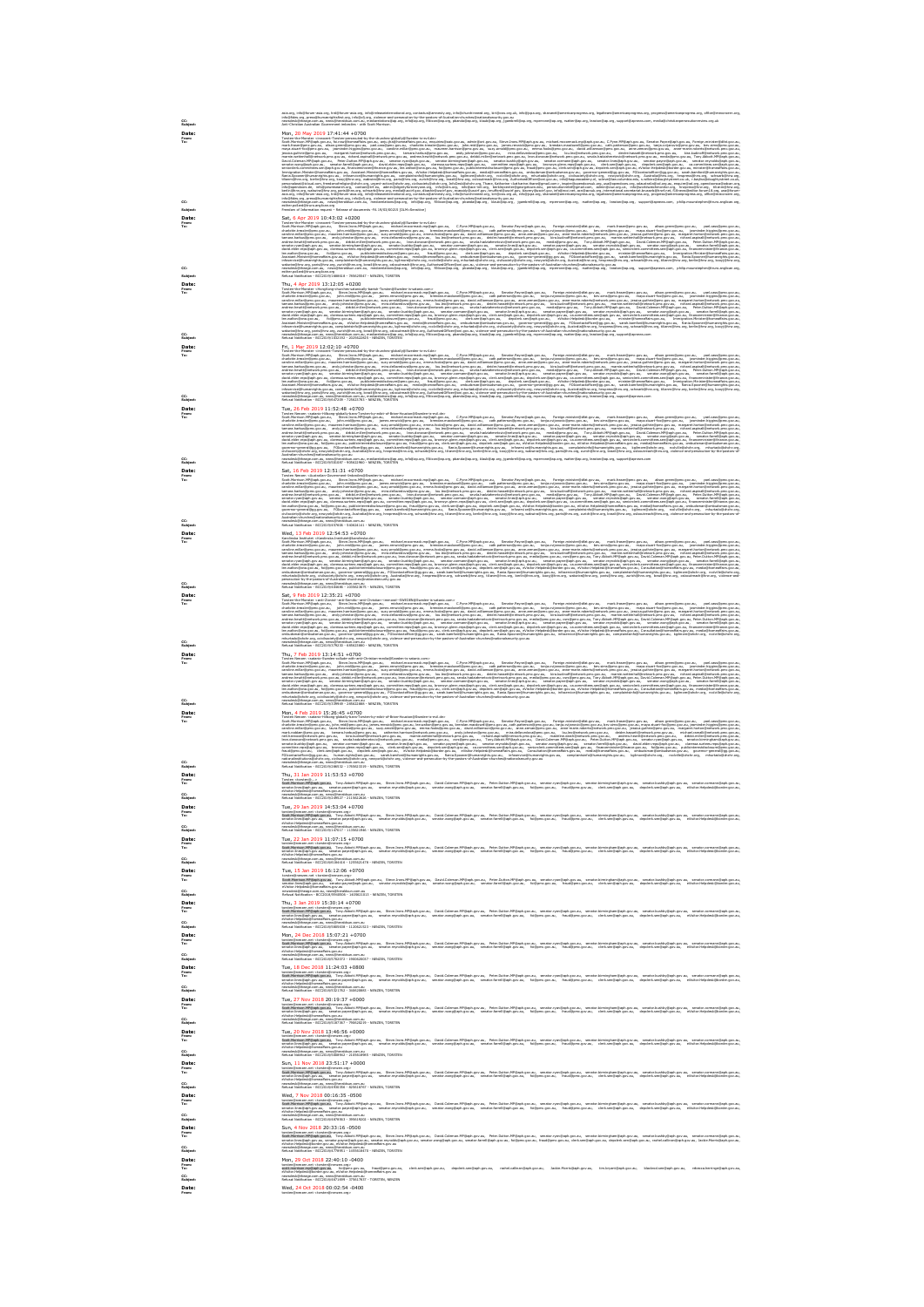**Date:** Mon, 20 May 2019 17:41:44 +0700

**Date:** Sat, 6 Apr 2019 10:43:02 +0200

**Date:** Thu, 4 Apr 2019 13:12:05 +0200

**Date:** Fri, 1 Mar 2019 12:02:10 +0700

**Date:** Tue, 26 Feb 2019 11:52:48 +0700

**Date:** Sat, 16 Feb 2019 12:51:31 +0700

**Date:** Wed, 13 Feb 2019 12:54:53 +0700

**Date:** Sat, 9 Feb 2019 12:35:21 +0700

**Date:** Thu, 7 Feb 2019 13:14:51 +0700

**Date:** Mon, 4 Feb 2019 15:26:45 +0700

**Date:** Thu, 31 Jan 2019 11:53:53 +0700

**Date:** Tue, 29 Jan 2019 14:53:04 +0700

**Date:** Tue, 22 Jan 2019 11:07:15 +0700

**Date:** Tue, 15 Jan 2019 16:12:06 +0700

**Date:** Thu, 3 Jan 2019 15:30:14 +0700

**Date:** Mon, 24 Dec 2018 15:07:21 +0700

**Date:** Tue, 18 Dec 2018 11:24:03 +0800

**Date:** Tue, 27 Nov 2018 20:19:37 +0000

**Date:** Tue, 20 Nov 2018 13:46:56 +0000

**Date:** Sun, 11 Nov 2018 23:51:17 +0000

**Date:** Wed, 7 Nov 2018 00:16:35 -0500

**Date:** Sun, 4 Nov 2018 20:33:16 -0500

**Date:** Mon, 29 Oct 2018 22:40:10 -0400

**Date:** Wed, 24 Oct 2018 00:02:54 -0400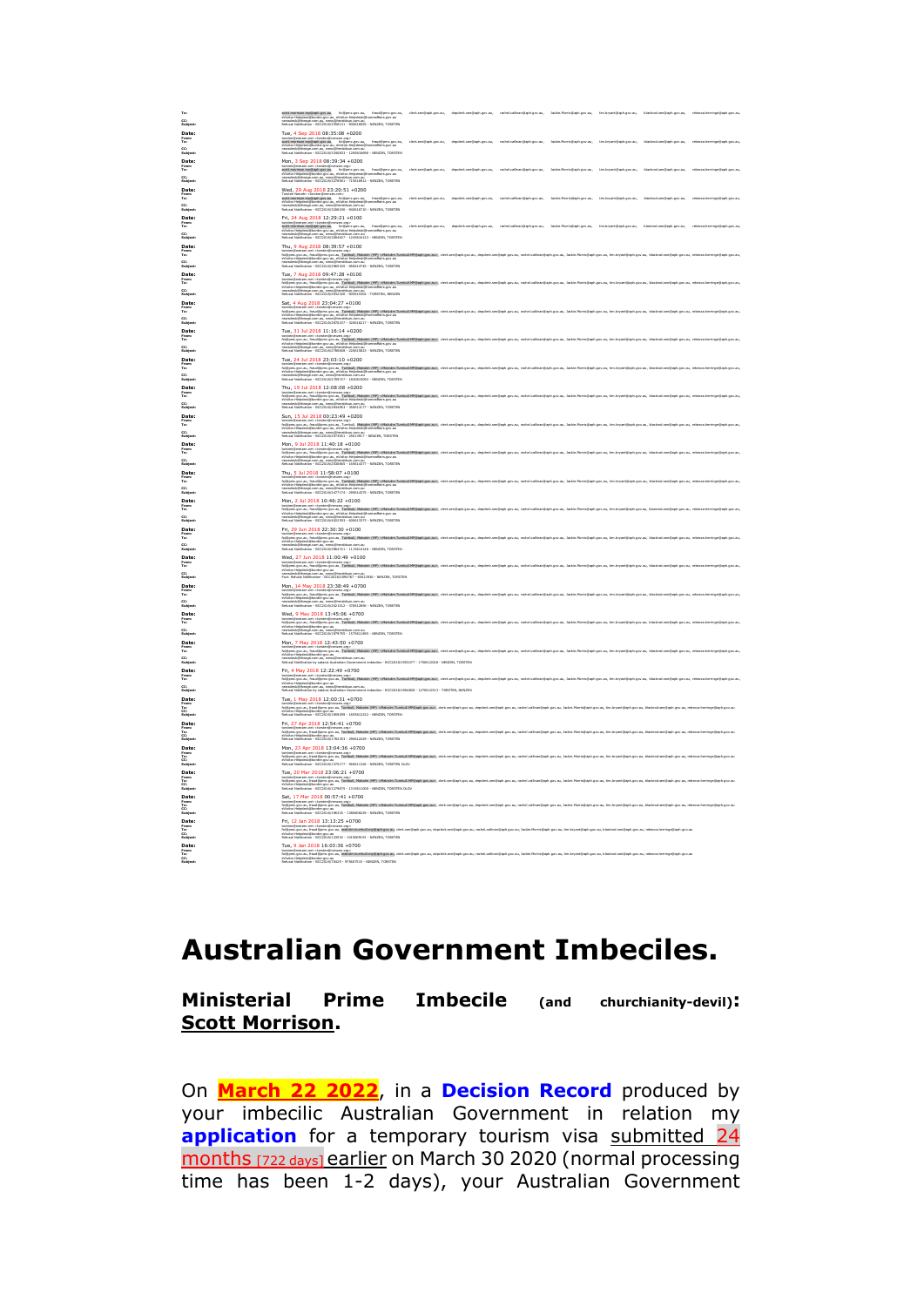Date: Tue, 4 Sep 2018 08:35:08 +0200

Date: Mon, 3 Sep 2018 08:39:34 +0200

Date: Wed, 29 Aug 2018 23:20:51 +0200

Date: Fri, 24 Aug 2018 12:29:21 +0100

Date: Thu, 9 Aug 2018 08:39:57 +0100

Date: Tue, 7 Aug 2018 09:47:28 +0100

Date: Sat, 4 Aug 2018 23:04:27 +0100

Date: Tue, 31 Jul 2018 11:16:14 +0200

Date: Tue, 24 Jul 2018 23:03:10 +0200

Date: Thu, 19 Jul 2018 12:08:08 +0200

Date: Sun, 15 Jul 2018 00:23:49 +0200

Date: Mon, 9 Jul 2018 11:40:18 +0100

Date: Thu, 5 Jul 2018 11:58:07 +0100

Date: Mon, 2 Jul 2018 10:46:22 +0100

Date: Fri, 29 Jun 2018 22:30:30 +0100

Date: Wed, 27 Jun 2018 11:00:49 +0100

Date: Mon, 14 May 2018 23:38:49 +0700

Date: Wed, 9 May 2018 13:45:06 +0700

Date: Mon, 7 May 2018 12:43:50 +0700

Date: Fri, 4 May 2018 12:22:49 +0700

Date: Tue, 1 May 2018 12:00:31 +0700

Date: Fri, 27 Apr 2018 12:54:41 +0700

Date: Mon, 23 Apr 2018 13:04:36 +0700

Date: Tue, 20 Mar 2018 23:06:21 +0700

Date: Sat, 17 Mar 2018 00:57:41 +0700

Date: Fri, 12 Jan 2018 13:13:25 +0700

Date: Tue, 9 Jan 2018 16:03:36 +0700

# Australian Government Imbeciles.

**Ministerial Prime Imbecile (and churchianity-devil): Scott Morrison.**

On **March 22 2022**, in a **Decision Record** produced by your imbecilic Australian Government in relation my **application** for a temporary tourism visa submitted 24 months [722 days] earlier on March 30 2020 (normal processing time has been 1-2 days), your Australian Government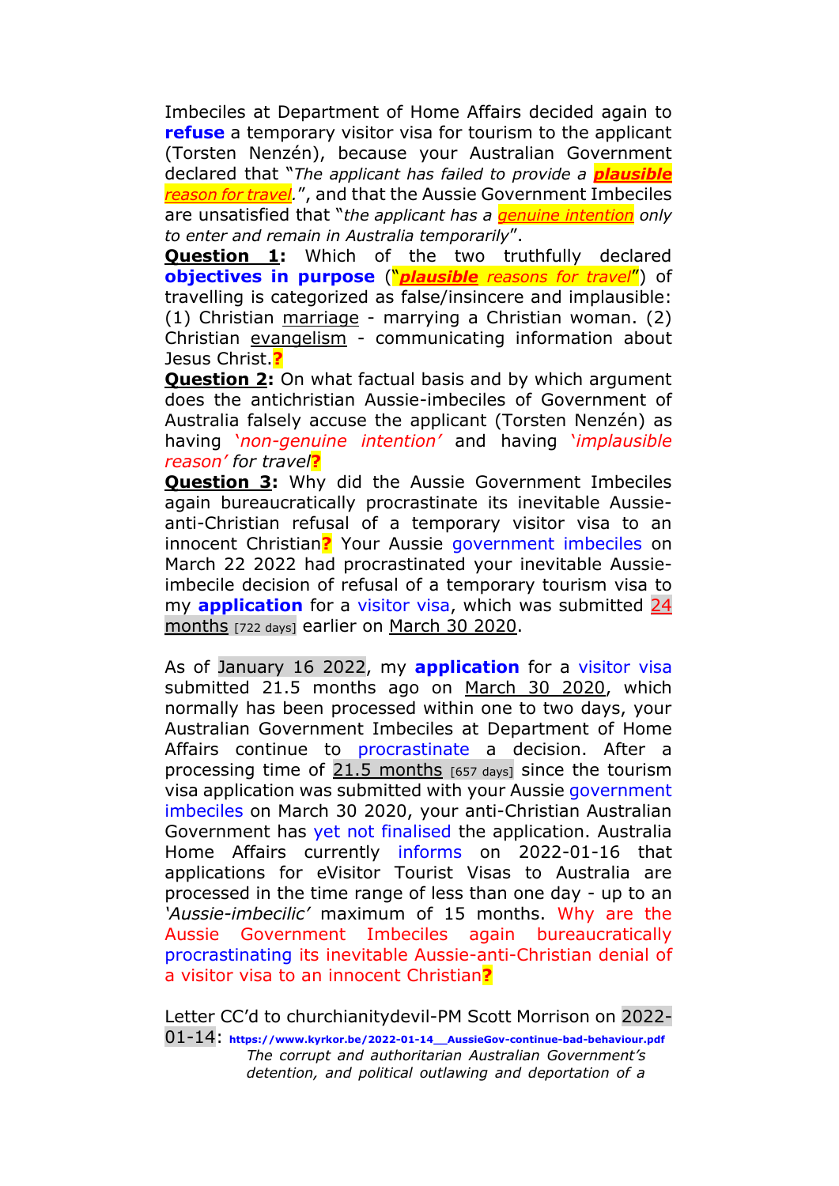Imbeciles at Department of Home Affairs decided again to **refuse** a temporary visitor visa for tourism to the applicant (Torsten Nenzén), because your Australian Government declared that "*The applicant has failed to provide a **plausible** reason for travel*.", and that the Aussie Government Imbeciles are unsatisfied that "*the applicant has a genuine intention only to enter and remain in Australia temporarily*".

**Question 1:** Which of the two truthfully declared **objectives in purpose** ("***plausible*** *reasons for travel*") of travelling is categorized as false/insincere and implausible: (1) Christian marriage - marrying a Christian woman. (2) Christian evangelism - communicating information about Jesus Christ.**?**

**Question 2:** On what factual basis and by which argument does the antichristian Aussie-imbeciles of Government of Australia falsely accuse the applicant (Torsten Nenzén) as having *'non-genuine intention'* and having *'implausible reason' for travel***?**

**Question 3:** Why did the Aussie Government Imbeciles again bureaucratically procrastinate its inevitable Aussie-anti-Christian refusal of a temporary visitor visa to an innocent Christian**?** Your Aussie government imbeciles on March 22 2022 had procrastinated your inevitable Aussie-imbecile decision of refusal of a temporary tourism visa to my **application** for a visitor visa, which was submitted 24 months [722 days] earlier on March 30 2020.

As of January 16 2022, my **application** for a visitor visa submitted 21.5 months ago on March 30 2020, which normally has been processed within one to two days, your Australian Government Imbeciles at Department of Home Affairs continue to procrastinate a decision. After a processing time of 21.5 months [657 days] since the tourism visa application was submitted with your Aussie government imbeciles on March 30 2020, your anti-Christian Australian Government has yet not finalised the application. Australia Home Affairs currently informs on 2022-01-16 that applications for eVisitor Tourist Visas to Australia are processed in the time range of less than one day - up to an *'Aussie-imbecilic'* maximum of 15 months. Why are the Aussie Government Imbeciles again bureaucratically procrastinating its inevitable Aussie-anti-Christian denial of a visitor visa to an innocent Christian**?**

Letter CC'd to churchianitydevil-PM Scott Morrison on 2022-01-14: **https://www.kyrkor.be/2022-01-14__AussieGov-continue-bad-behaviour.pdf**
*The corrupt and authoritarian Australian Government's detention, and political outlawing and deportation of a*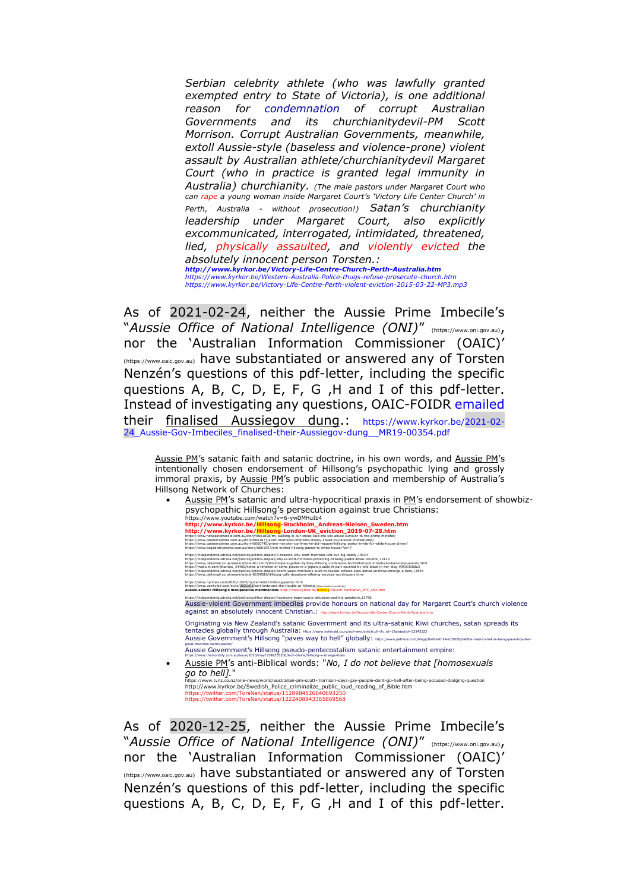*Serbian celebrity athlete (who was lawfully granted exempted entry to State of Victoria), is one additional reason for condemnation of corrupt Australian Governments and its churchianitydevil-PM Scott Morrison. Corrupt Australian Governments, meanwhile, extoll Aussie-style (baseless and violence-prone) violent assault by Australian athlete/churchianitydevil Margaret Court (who in practice is granted legal immunity in Australia) churchianity. (The male pastors under Margaret Court who can rape a young woman inside Margaret Court's 'Victory Life Center Church' in Perth, Australia - without prosecution!) Satan's churchianity leadership under Margaret Court, also explicitly excommunicated, interrogated, intimidated, threatened, lied, physically assaulted, and violently evicted the absolutely innocent person Torsten.:*
***http://www.kyrkor.be/Victory-Life-Centre-Church-Perth-Australia.htm***
*https://www.kyrkor.be/Western-Australia-Police-thugs-refuse-prosecute-church.htm*
*https://www.kyrkor.be/Victory-Life-Centre-Perth-violent-eviction-2015-03-22-MP3.mp3*

As of 2021-02-24, neither the Aussie Prime Imbecile's "*Aussie Office of National Intelligence (ONI)*" (https://www.oni.gov.au), nor the 'Australian Information Commissioner (OAIC)' (https://www.oaic.gov.au) have substantiated or answered any of Torsten Nenzén's questions of this pdf-letter, including the specific questions A, B, C, D, E, F, G ,H and I of this pdf-letter. Instead of investigating any questions, OAIC-FOIDR emailed their finalised Aussiegov dung.: https://www.kyrkor.be/2021-02-24_Aussie-Gov-Imbeciles_finalised-their-Aussiegov-dung__MR19-00354.pdf

Aussie PM's satanic faith and satanic doctrine, in his own words, and Aussie PM's intentionally chosen endorsement of Hillsong's psychopathic lying and grossly immoral praxis, by Aussie PM's public association and membership of Australia's Hillsong Network of Churches:

- Aussie PM's satanic and ultra-hypocritical praxis in PM's endorsement of showbiz-psychopathic Hillsong's persecution against true Christians:
  https://www.youtube.com/watch?v=6-ywDMHuIb4
  **http://www.kyrkor.be/Hillsong-Stockholm_Andreas-Nielsen_Sweden.htm**
  **http://www.kyrkor.be/Hillsong-London-UK_eviction_2019-07-28.htm**
  https://www.newcastleherald.com.au/story/6661898/try-walking-in-our-shoes-said-the-sex-abuse-survivor-to-the-prime-minister/
  https://www.canberratimes.com.au/story/6663873/scott-morrisons-interests-closely-linked-to-national-interest-dfat/
  https://www.canberratimes.com.au/story/6660745/prime-minister-confirms-he-did-request-hillsong-pastor-invite-for-white-house-dinner/
  https://www.begadistrictnews.com.au/story/6661057/pm-invited-hillsong-pastor-to-white-house/?cs=7
  https://independentaustralia.net/politics/politics-display/9-reasons-why-scott-morrison-isnt-our-big-daddy,13824
  https://independentaustralia.net/politics/politics-display/why-is-scott-morrison-protecting-hillsong-pastor-brian-houston,12123
  https://www.dailymail.co.uk/news/article-8111417/Worshippers-gather-Sydney-Hillsong-conference-Scott-Morrison-introduced-ban-mass-events.html
  https://medium.com/@ianlaw_34465/heres-a-timeline-of-some-pieces-in-a-jigsaw-puzzle-in-part-covered-by-elle-black-in-her-blog-99f153968a3
  https://independentaustralia.net/politics/politics-display/wrens-week-morrisons-push-to-reopen-schools-sees-daniel-andrews-emerge-a-hero,13856
  https://www.dailymail.co.uk/news/article-8154583/Hillsong-calls-donations-offering-services-worshippers.html
  https://www.nytimes.com/2020/12/05/us/carl-lentz-hillsong-pastor.html
  https://www.vanityfair.com/style/2021/02/carl-lentz-and-the-trouble-at-hillsong (https://archive.ph/...)
  **Aussie-satanic Hillsong's manipulative mammonism:** http://www.kyrkor.be/Hillsong-Church-Manhattan_NYC_USA.htm
  https://independentaustralia.net/politics/politics-display/morrisons-tears-courts-delusions-and-the-pandemic,13768
  Aussie-violent Government imbeciles provide honours on national day for Margaret Court's church violence against an absolutely innocent Christian.: http://www.kyrkor.be/Victory-Life-Centre-Church-Perth-Australia.htm
  Originating via New Zealand's satanic Government and its ultra-satanic Kiwi churches, satan spreads its tentacles globally through Australia: https://www.nzherald.co.nz/nz/news/article.cfm?c_id=1&objectid=12345222
  Aussie Government's Hillsong "paves way to hell" globally: https://www.patheos.com/blogs/thefreethinker/2020/04/the-road-to-hell-is-being-paved-by-feel-good-churches-warns-pastor/
  Aussie Government's Hillsong pseudo-pentecostalism satanic entertainment empire: https://www.themonthly.com.au/issue/2020/may/1588255200/tech-blaine/hillsong-s-strange-tides
- Aussie PM's anti-Biblical words: "*No, I do not believe that [homosexuals go to hell].*"
  https://www.tvnz.co.nz/one-news/world/australian-pm-scott-morrison-says-gay-people-dont-go-hell-after-being-accused-dodging-question
  http://www.kyrkor.be/Swedish_Police_criminalize_public_loud_reading_of_Bible.htm
  https://twitter.com/TorsNen/status/1128984526640693250
  https://twitter.com/TorsNen/status/1222408943365869568

As of 2020-12-25, neither the Aussie Prime Imbecile's "*Aussie Office of National Intelligence (ONI)*" (https://www.oni.gov.au), nor the 'Australian Information Commissioner (OAIC)' (https://www.oaic.gov.au) have substantiated or answered any of Torsten Nenzén's questions of this pdf-letter, including the specific questions A, B, C, D, E, F, G ,H and I of this pdf-letter.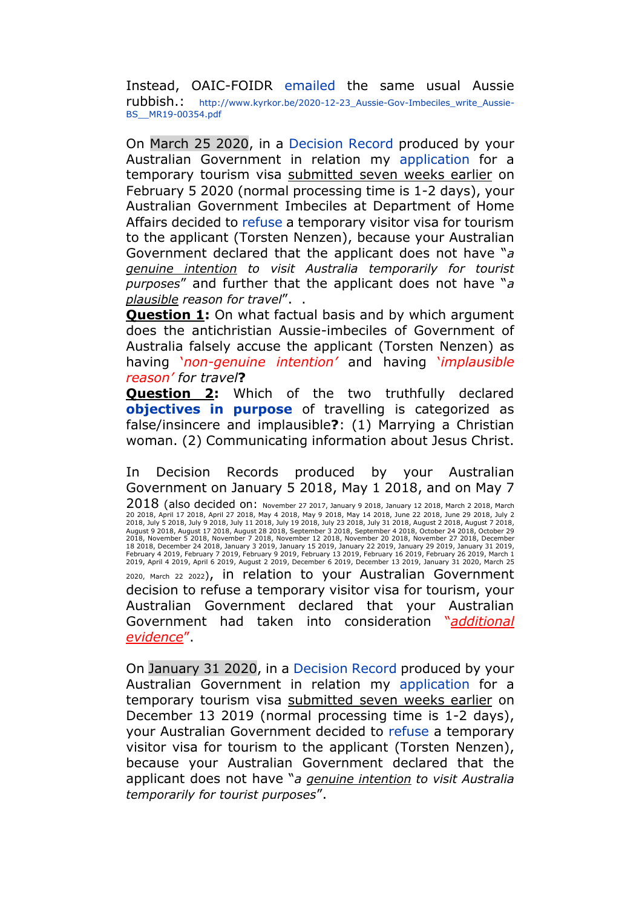Instead, OAIC-FOIDR emailed the same usual Aussie rubbish.: http://www.kyrkor.be/2020-12-23_Aussie-Gov-Imbeciles_write_Aussie-BS__MR19-00354.pdf

On March 25 2020, in a Decision Record produced by your Australian Government in relation my application for a temporary tourism visa submitted seven weeks earlier on February 5 2020 (normal processing time is 1-2 days), your Australian Government Imbeciles at Department of Home Affairs decided to refuse a temporary visitor visa for tourism to the applicant (Torsten Nenzen), because your Australian Government declared that the applicant does not have "*a genuine intention to visit Australia temporarily for tourist purposes*" and further that the applicant does not have "*a plausible reason for travel*". .

**Question 1:** On what factual basis and by which argument does the antichristian Aussie-imbeciles of Government of Australia falsely accuse the applicant (Torsten Nenzen) as having *'non-genuine intention'* and having *'implausible reason' for travel***?**

**Question 2:** Which of the two truthfully declared **objectives in purpose** of travelling is categorized as false/insincere and implausible**?**: (1) Marrying a Christian woman. (2) Communicating information about Jesus Christ.

In Decision Records produced by your Australian Government on January 5 2018, May 1 2018, and on May 7 2018 (also decided on: November 27 2017, January 9 2018, January 12 2018, March 2 2018, March 20 2018, April 17 2018, April 27 2018, May 4 2018, May 9 2018, May 14 2018, June 22 2018, June 29 2018, July 2 2018, July 5 2018, July 9 2018, July 11 2018, July 19 2018, July 23 2018, July 31 2018, August 2 2018, August 7 2018, August 9 2018, August 17 2018, August 28 2018, September 3 2018, September 4 2018, October 24 2018, October 29 2018, November 5 2018, November 7 2018, November 12 2018, November 20 2018, November 27 2018, December 18 2018, December 24 2018, January 3 2019, January 15 2019, January 22 2019, January 29 2019, January 31 2019, February 4 2019, February 7 2019, February 9 2019, February 13 2019, February 16 2019, February 26 2019, March 1 2019, April 4 2019, April 6 2019, August 2 2019, December 6 2019, December 13 2019, January 31 2020, March 25 2020, March 22 2022), in relation to your Australian Government decision to refuse a temporary visitor visa for tourism, your Australian Government declared that your Australian Government had taken into consideration "*additional evidence*".

On January 31 2020, in a Decision Record produced by your Australian Government in relation my application for a temporary tourism visa submitted seven weeks earlier on December 13 2019 (normal processing time is 1-2 days), your Australian Government decided to refuse a temporary visitor visa for tourism to the applicant (Torsten Nenzen), because your Australian Government declared that the applicant does not have "*a genuine intention to visit Australia temporarily for tourist purposes*".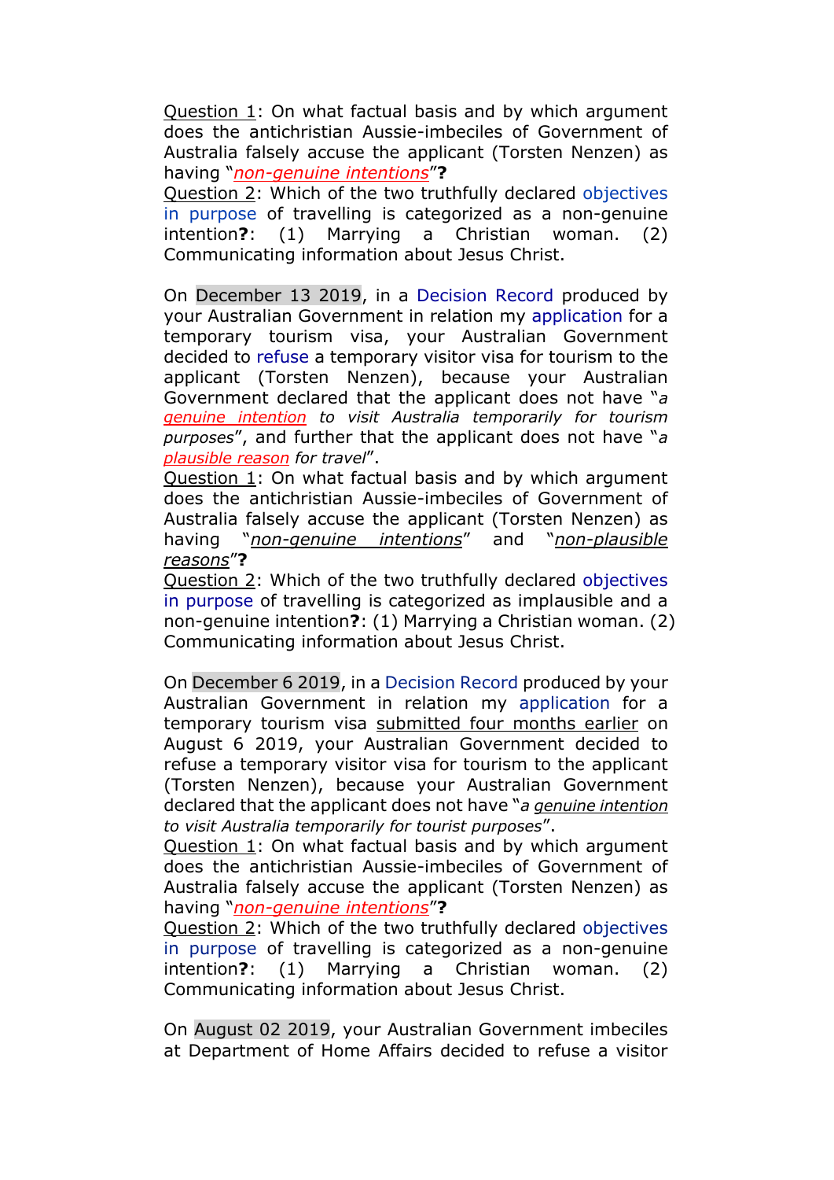Question 1: On what factual basis and by which argument does the antichristian Aussie-imbeciles of Government of Australia falsely accuse the applicant (Torsten Nenzen) as having “*non-genuine intentions*”**?**
Question 2: Which of the two truthfully declared objectives in purpose of travelling is categorized as a non-genuine intention**?**: (1) Marrying a Christian woman. (2) Communicating information about Jesus Christ.

On December 13 2019, in a Decision Record produced by your Australian Government in relation my application for a temporary tourism visa, your Australian Government decided to refuse a temporary visitor visa for tourism to the applicant (Torsten Nenzen), because your Australian Government declared that the applicant does not have “*a genuine intention to visit Australia temporarily for tourism purposes*”, and further that the applicant does not have “*a plausible reason for travel*”.
Question 1: On what factual basis and by which argument does the antichristian Aussie-imbeciles of Government of Australia falsely accuse the applicant (Torsten Nenzen) as having “*non-genuine intentions*” and “*non-plausible reasons*”**?**
Question 2: Which of the two truthfully declared objectives in purpose of travelling is categorized as implausible and a non-genuine intention**?**: (1) Marrying a Christian woman. (2) Communicating information about Jesus Christ.

On December 6 2019, in a Decision Record produced by your Australian Government in relation my application for a temporary tourism visa submitted four months earlier on August 6 2019, your Australian Government decided to refuse a temporary visitor visa for tourism to the applicant (Torsten Nenzen), because your Australian Government declared that the applicant does not have “*a genuine intention to visit Australia temporarily for tourist purposes*”.
Question 1: On what factual basis and by which argument does the antichristian Aussie-imbeciles of Government of Australia falsely accuse the applicant (Torsten Nenzen) as having “*non-genuine intentions*”**?**
Question 2: Which of the two truthfully declared objectives in purpose of travelling is categorized as a non-genuine intention**?**: (1) Marrying a Christian woman. (2) Communicating information about Jesus Christ.

On August 02 2019, your Australian Government imbeciles at Department of Home Affairs decided to refuse a visitor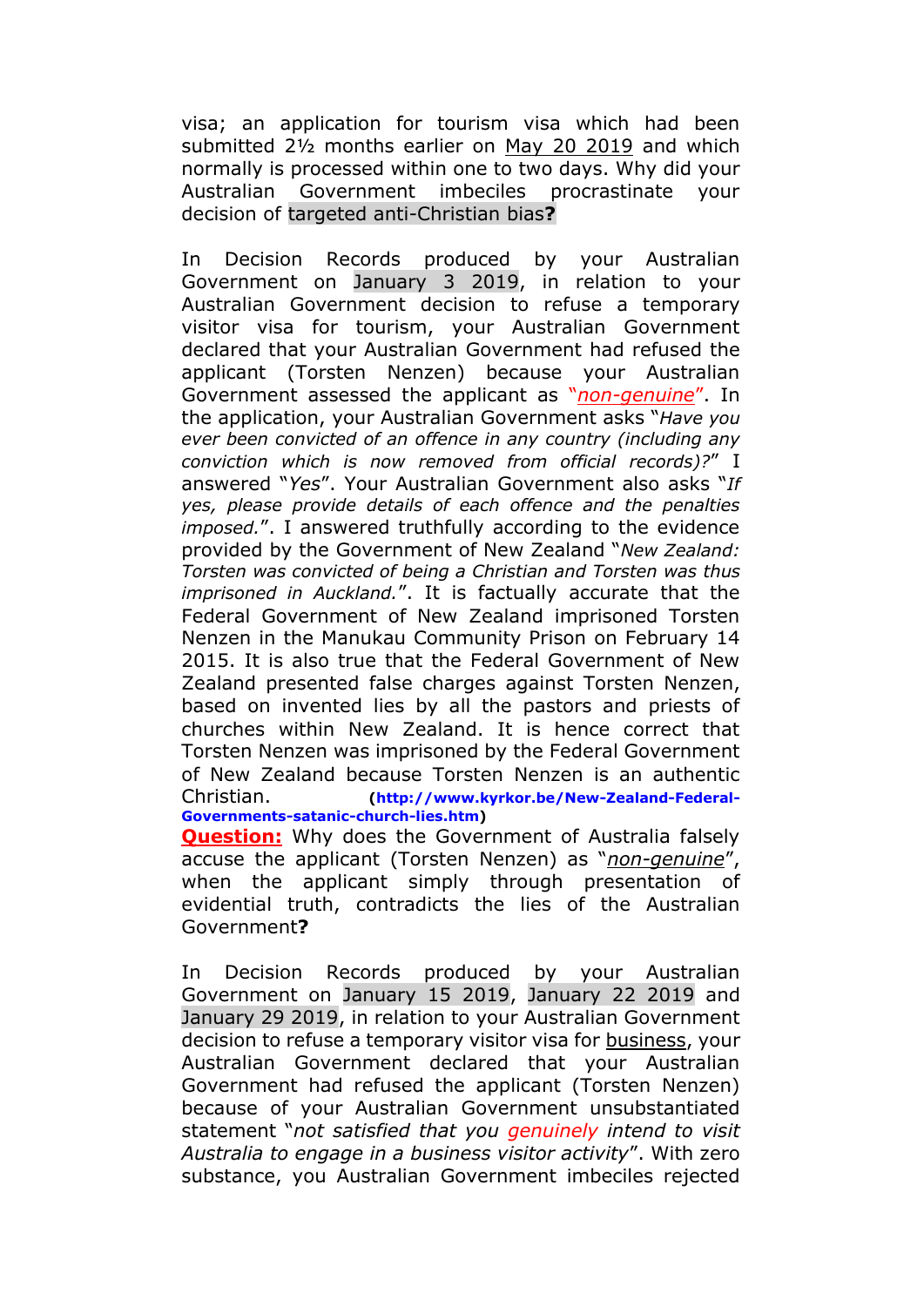visa; an application for tourism visa which had been submitted 2½ months earlier on May 20 2019 and which normally is processed within one to two days. Why did your Australian Government imbeciles procrastinate your decision of targeted anti-Christian bias**?**

In Decision Records produced by your Australian Government on January 3 2019, in relation to your Australian Government decision to refuse a temporary visitor visa for tourism, your Australian Government declared that your Australian Government had refused the applicant (Torsten Nenzen) because your Australian Government assessed the applicant as "*non-genuine*". In the application, your Australian Government asks "*Have you ever been convicted of an offence in any country (including any conviction which is now removed from official records)?*" I answered "*Yes*". Your Australian Government also asks "*If yes, please provide details of each offence and the penalties imposed.*". I answered truthfully according to the evidence provided by the Government of New Zealand "*New Zealand: Torsten was convicted of being a Christian and Torsten was thus imprisoned in Auckland.*". It is factually accurate that the Federal Government of New Zealand imprisoned Torsten Nenzen in the Manukau Community Prison on February 14 2015. It is also true that the Federal Government of New Zealand presented false charges against Torsten Nenzen, based on invented lies by all the pastors and priests of churches within New Zealand. It is hence correct that Torsten Nenzen was imprisoned by the Federal Government of New Zealand because Torsten Nenzen is an authentic Christian. **(http://www.kyrkor.be/New-Zealand-Federal-Governments-satanic-church-lies.htm)**

**Question:** Why does the Government of Australia falsely accuse the applicant (Torsten Nenzen) as "*non-genuine*", when the applicant simply through presentation of evidential truth, contradicts the lies of the Australian Government**?**

In Decision Records produced by your Australian Government on January 15 2019, January 22 2019 and January 29 2019, in relation to your Australian Government decision to refuse a temporary visitor visa for business, your Australian Government declared that your Australian Government had refused the applicant (Torsten Nenzen) because of your Australian Government unsubstantiated statement "*not satisfied that you genuinely intend to visit Australia to engage in a business visitor activity*". With zero substance, you Australian Government imbeciles rejected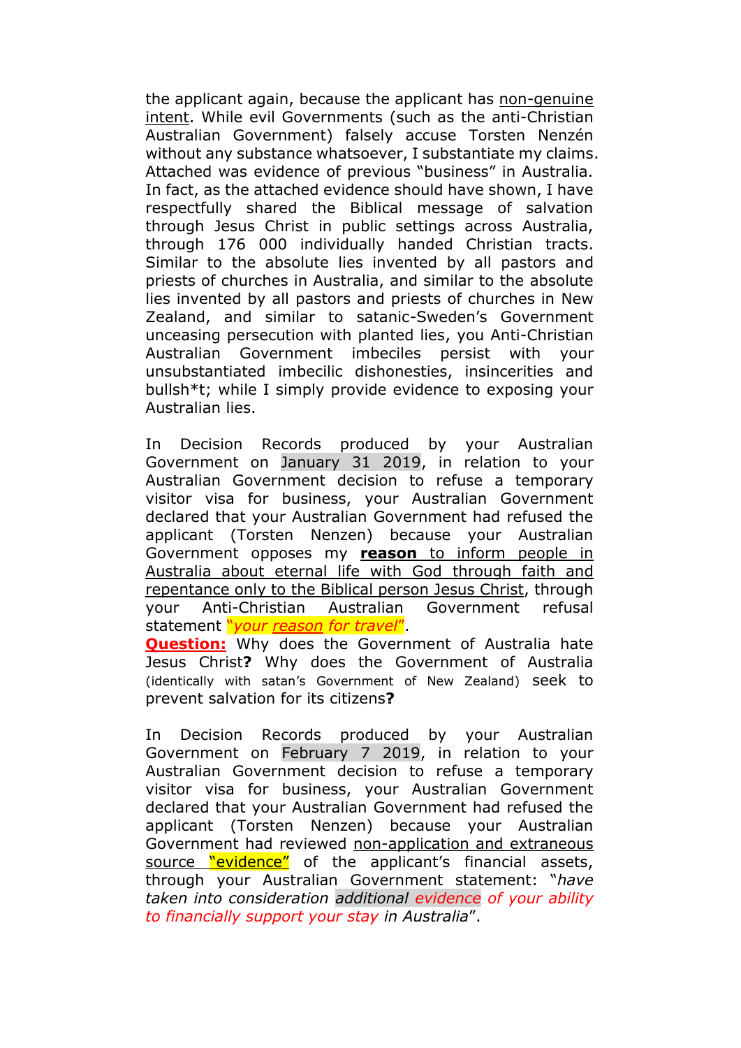the applicant again, because the applicant has <u>non-genuine intent</u>. While evil Governments (such as the anti-Christian Australian Government) falsely accuse Torsten Nenzén without any substance whatsoever, I substantiate my claims. Attached was evidence of previous "business" in Australia. In fact, as the attached evidence should have shown, I have respectfully shared the Biblical message of salvation through Jesus Christ in public settings across Australia, through 176 000 individually handed Christian tracts. Similar to the absolute lies invented by all pastors and priests of churches in Australia, and similar to the absolute lies invented by all pastors and priests of churches in New Zealand, and similar to satanic-Sweden's Government unceasing persecution with planted lies, you Anti-Christian Australian Government imbeciles persist with your unsubstantiated imbecilic dishonesties, insincerities and bullsh*t; while I simply provide evidence to exposing your Australian lies.

In Decision Records produced by your Australian Government on January 31 2019, in relation to your Australian Government decision to refuse a temporary visitor visa for business, your Australian Government declared that your Australian Government had refused the applicant (Torsten Nenzen) because your Australian Government opposes my **<u>reason</u>** <u>to inform people in Australia about eternal life with God through faith and repentance only to the Biblical person Jesus Christ</u>, through your Anti-Christian Australian Government refusal statement *"your <u>reason</u> for travel"*.

**<u>Question:</u>** Why does the Government of Australia hate Jesus Christ**?** Why does the Government of Australia (identically with satan's Government of New Zealand) seek to prevent salvation for its citizens**?**

In Decision Records produced by your Australian Government on February 7 2019, in relation to your Australian Government decision to refuse a temporary visitor visa for business, your Australian Government declared that your Australian Government had refused the applicant (Torsten Nenzen) because your Australian Government had reviewed <u>non-application and extraneous source "evidence"</u> of the applicant's financial assets, through your Australian Government statement: "*have taken into consideration additional evidence of your ability to financially support your stay in Australia*".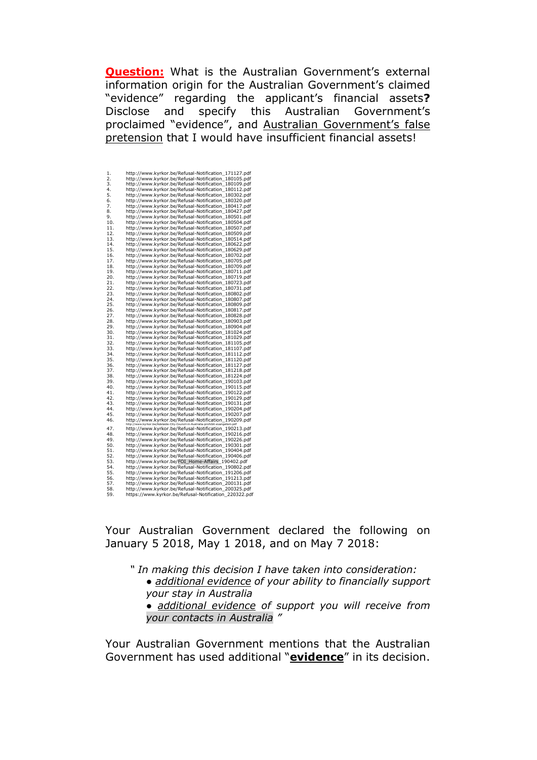**Question:** What is the Australian Government's external information origin for the Australian Government's claimed "evidence" regarding the applicant's financial assets**?** Disclose and specify this Australian Government's proclaimed "evidence", and Australian Government's false pretension that I would have insufficient financial assets!

1. http://www.kyrkor.be/Refusal-Notification_171127.pdf
2. http://www.kyrkor.be/Refusal-Notification_180105.pdf
3. http://www.kyrkor.be/Refusal-Notification_180109.pdf
4. http://www.kyrkor.be/Refusal-Notification_180112.pdf
5. http://www.kyrkor.be/Refusal-Notification_180302.pdf
6. http://www.kyrkor.be/Refusal-Notification_180320.pdf
7. http://www.kyrkor.be/Refusal-Notification_180417.pdf
8. http://www.kyrkor.be/Refusal-Notification_180427.pdf
9. http://www.kyrkor.be/Refusal-Notification_180501.pdf
10. http://www.kyrkor.be/Refusal-Notification_180504.pdf
11. http://www.kyrkor.be/Refusal-Notification_180507.pdf
12. http://www.kyrkor.be/Refusal-Notification_180509.pdf
13. http://www.kyrkor.be/Refusal-Notification_180514.pdf
14. http://www.kyrkor.be/Refusal-Notification_180622.pdf
15. http://www.kyrkor.be/Refusal-Notification_180629.pdf
16. http://www.kyrkor.be/Refusal-Notification_180702.pdf
17. http://www.kyrkor.be/Refusal-Notification_180705.pdf
18. http://www.kyrkor.be/Refusal-Notification_180709.pdf
19. http://www.kyrkor.be/Refusal-Notification_180711.pdf
20. http://www.kyrkor.be/Refusal-Notification_180719.pdf
21. http://www.kyrkor.be/Refusal-Notification_180723.pdf
22. http://www.kyrkor.be/Refusal-Notification_180731.pdf
23. http://www.kyrkor.be/Refusal-Notification_180802.pdf
24. http://www.kyrkor.be/Refusal-Notification_180807.pdf
25. http://www.kyrkor.be/Refusal-Notification_180809.pdf
26. http://www.kyrkor.be/Refusal-Notification_180817.pdf
27. http://www.kyrkor.be/Refusal-Notification_180828.pdf
28. http://www.kyrkor.be/Refusal-Notification_180903.pdf
29. http://www.kyrkor.be/Refusal-Notification_180904.pdf
30. http://www.kyrkor.be/Refusal-Notification_181024.pdf
31. http://www.kyrkor.be/Refusal-Notification_181029.pdf
32. http://www.kyrkor.be/Refusal-Notification_181105.pdf
33. http://www.kyrkor.be/Refusal-Notification_181107.pdf
34. http://www.kyrkor.be/Refusal-Notification_181112.pdf
35. http://www.kyrkor.be/Refusal-Notification_181120.pdf
36. http://www.kyrkor.be/Refusal-Notification_181127.pdf
37. http://www.kyrkor.be/Refusal-Notification_181218.pdf
38. http://www.kyrkor.be/Refusal-Notification_181224.pdf
39. http://www.kyrkor.be/Refusal-Notification_190103.pdf
40. http://www.kyrkor.be/Refusal-Notification_190115.pdf
41. http://www.kyrkor.be/Refusal-Notification_190122.pdf
42. http://www.kyrkor.be/Refusal-Notification_190129.pdf
43. http://www.kyrkor.be/Refusal-Notification_190131.pdf
44. http://www.kyrkor.be/Refusal-Notification_190204.pdf
45. http://www.kyrkor.be/Refusal-Notification_190207.pdf
46. http://www.kyrkor.be/Refusal-Notification_190209.pdf
    http://www.kyrkor.be/Adelaide-City-Council-in-Australia-prohibit-evangelism.pdf
47. http://www.kyrkor.be/Refusal-Notification_190213.pdf
48. http://www.kyrkor.be/Refusal-Notification_190216.pdf
49. http://www.kyrkor.be/Refusal-Notification_190226.pdf
50. http://www.kyrkor.be/Refusal-Notification_190301.pdf
51. http://www.kyrkor.be/Refusal-Notification_190404.pdf
52. http://www.kyrkor.be/Refusal-Notification_190406.pdf
53. http://www.kyrkor.be/FOI_Home-Affairs_190402.pdf
54. http://www.kyrkor.be/Refusal-Notification_190802.pdf
55. http://www.kyrkor.be/Refusal-Notification_191206.pdf
56. http://www.kyrkor.be/Refusal-Notification_191213.pdf
57. http://www.kyrkor.be/Refusal-Notification_200131.pdf
58. http://www.kyrkor.be/Refusal-Notification_200325.pdf
59. https://www.kyrkor.be/Refusal-Notification_220322.pdf

Your Australian Government declared the following on January 5 2018, May 1 2018, and on May 7 2018:

> " *In making this decision I have taken into consideration:*
> *• additional evidence of your ability to financially support your stay in Australia*
> *• additional evidence of support you will receive from your contacts in Australia* "

Your Australian Government mentions that the Australian Government has used additional "**evidence**" in its decision.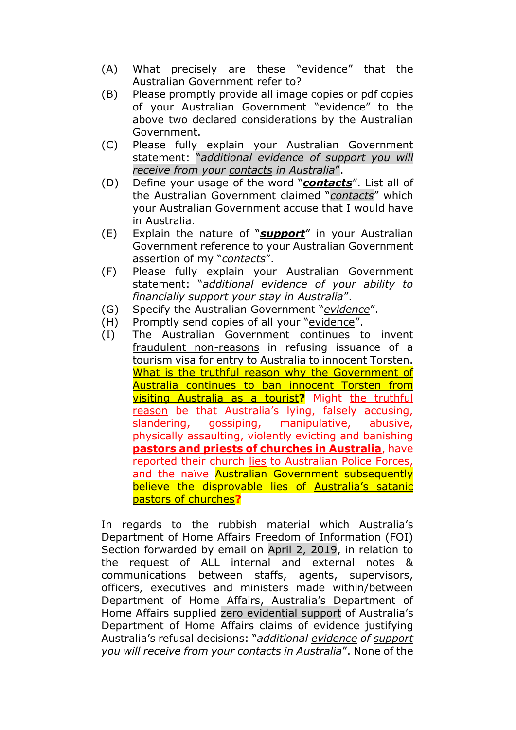(A) What precisely are these "evidence" that the Australian Government refer to?

(B) Please promptly provide all image copies or pdf copies of your Australian Government "evidence" to the above two declared considerations by the Australian Government.

(C) Please fully explain your Australian Government statement: "*additional evidence of support you will receive from your contacts in Australia*".

(D) Define your usage of the word "***contacts***". List all of the Australian Government claimed "*contacts*" which your Australian Government accuse that I would have in Australia.

(E) Explain the nature of "***support***" in your Australian Government reference to your Australian Government assertion of my "*contacts*".

(F) Please fully explain your Australian Government statement: "*additional evidence of your ability to financially support your stay in Australia*".

(G) Specify the Australian Government "*evidence*".

(H) Promptly send copies of all your "evidence".

(I) The Australian Government continues to invent fraudulent non-reasons in refusing issuance of a tourism visa for entry to Australia to innocent Torsten. What is the truthful reason why the Government of Australia continues to ban innocent Torsten from visiting Australia as a tourist**?** Might the truthful reason be that Australia's lying, falsely accusing, slandering, gossiping, manipulative, abusive, physically assaulting, violently evicting and banishing **pastors and priests of churches in Australia**, have reported their church lies to Australian Police Forces, and the naïve Australian Government subsequently believe the disprovable lies of Australia's satanic pastors of churches**?**

In regards to the rubbish material which Australia's Department of Home Affairs Freedom of Information (FOI) Section forwarded by email on April 2, 2019, in relation to the request of ALL internal and external notes & communications between staffs, agents, supervisors, officers, executives and ministers made within/between Department of Home Affairs, Australia's Department of Home Affairs supplied zero evidential support of Australia's Department of Home Affairs claims of evidence justifying Australia's refusal decisions: "*additional evidence of support you will receive from your contacts in Australia*". None of the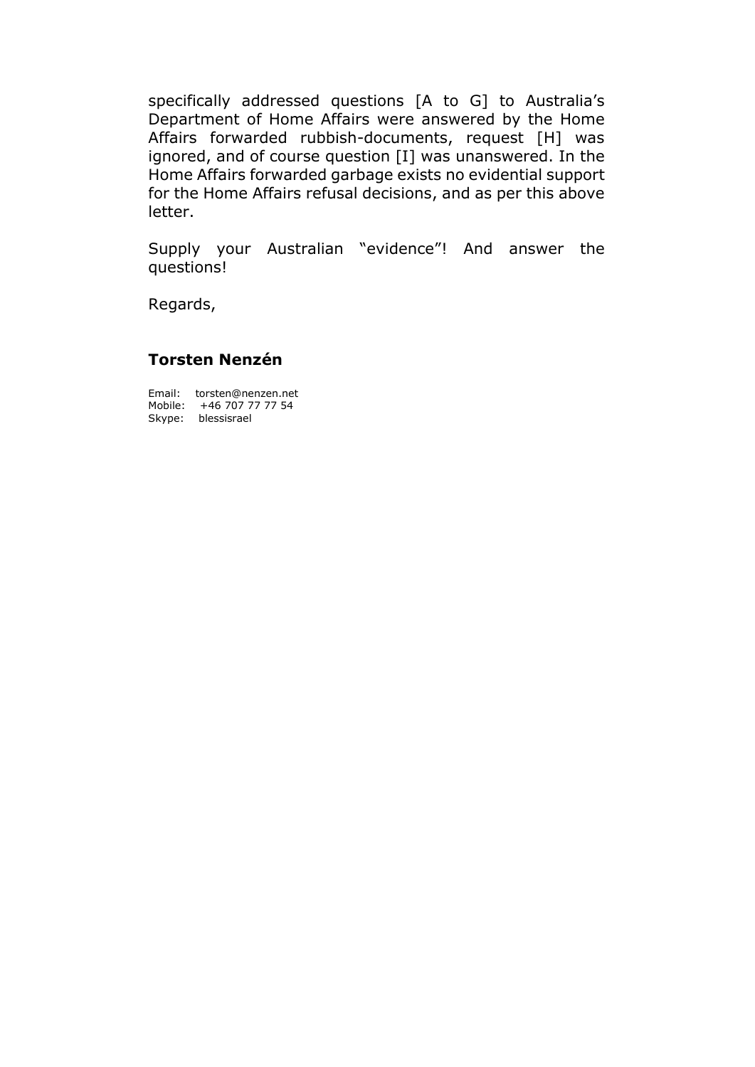specifically addressed questions [A to G] to Australia's Department of Home Affairs were answered by the Home Affairs forwarded rubbish-documents, request [H] was ignored, and of course question [I] was unanswered. In the Home Affairs forwarded garbage exists no evidential support for the Home Affairs refusal decisions, and as per this above letter.

Supply your Australian "evidence"! And answer the questions!

Regards,

**Torsten Nenzén**

Email: torsten@nenzen.net
Mobile: +46 707 77 77 54
Skype: blessisrael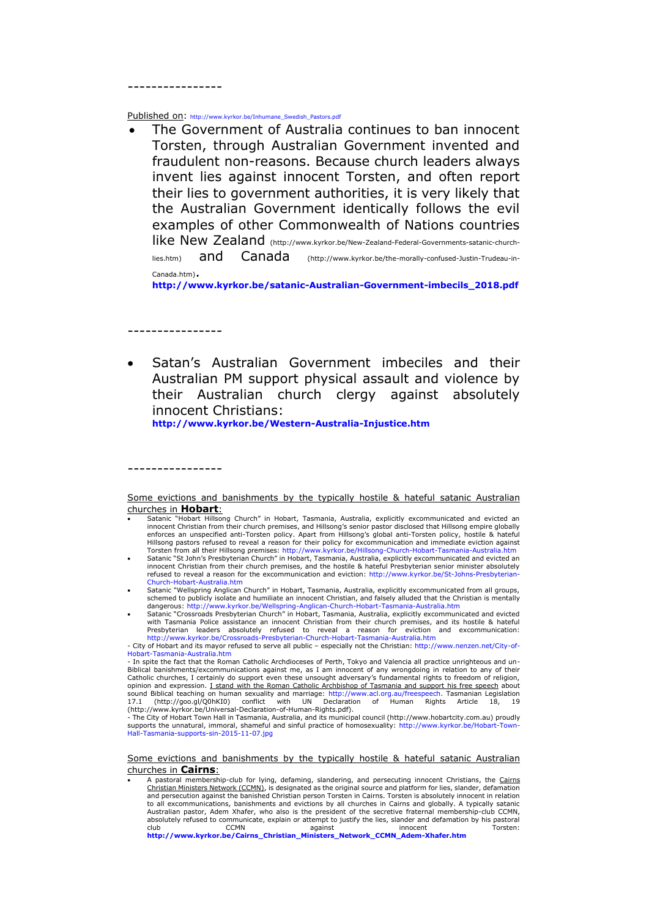----------------

Published on: http://www.kyrkor.be/Inhumane_Swedish_Pastors.pdf

- The Government of Australia continues to ban innocent Torsten, through Australian Government invented and fraudulent non-reasons. Because church leaders always invent lies against innocent Torsten, and often report their lies to government authorities, it is very likely that the Australian Government identically follows the evil examples of other Commonwealth of Nations countries like New Zealand (http://www.kyrkor.be/New-Zealand-Federal-Governments-satanic-church-lies.htm) and Canada (http://www.kyrkor.be/the-morally-confused-Justin-Trudeau-in-Canada.htm).
  **http://www.kyrkor.be/satanic-Australian-Government-imbecils_2018.pdf**

----------------

- Satan's Australian Government imbeciles and their Australian PM support physical assault and violence by their Australian church clergy against absolutely innocent Christians:
  **http://www.kyrkor.be/Western-Australia-Injustice.htm**

----------------

Some evictions and banishments by the typically hostile & hateful satanic Australian churches in **Hobart**:

- Satanic "Hobart Hillsong Church" in Hobart, Tasmania, Australia, explicitly excommunicated and evicted an innocent Christian from their church premises, and Hillsong's senior pastor disclosed that Hillsong empire globally enforces an unspecified anti-Torsten policy. Apart from Hillsong's global anti-Torsten policy, hostile & hateful Hillsong pastors refused to reveal a reason for their policy for excommunication and immediate eviction against Torsten from all their Hillsong premises: http://www.kyrkor.be/Hillsong-Church-Hobart-Tasmania-Australia.htm
- Satanic "St John's Presbyterian Church" in Hobart, Tasmania, Australia, explicitly excommunicated and evicted an innocent Christian from their church premises, and the hostile & hateful Presbyterian senior minister absolutely refused to reveal a reason for the excommunication and eviction: http://www.kyrkor.be/St-Johns-Presbyterian-Church-Hobart-Australia.htm
- Satanic "Wellspring Anglican Church" in Hobart, Tasmania, Australia, explicitly excommunicated from all groups, schemed to publicly isolate and humiliate an innocent Christian, and falsely alluded that the Christian is mentally dangerous: http://www.kyrkor.be/Wellspring-Anglican-Church-Hobart-Tasmania-Australia.htm
- Satanic "Crossroads Presbyterian Church" in Hobart, Tasmania, Australia, explicitly excommunicated and evicted with Tasmania Police assistance an innocent Christian from their church premises, and its hostile & hateful Presbyterian leaders absolutely refused to reveal a reason for eviction and excommunication: http://www.kyrkor.be/Crossroads-Presbyterian-Church-Hobart-Tasmania-Australia.htm

- City of Hobart and its mayor refused to serve all public – especially not the Christian: http://www.nenzen.net/City-of-Hobart-Tasmania-Australia.htm

- In spite the fact that the Roman Catholic Archdioceses of Perth, Tokyo and Valencia all practice unrighteous and un-Biblical banishments/excommunications against me, as I am innocent of any wrongdoing in relation to any of their Catholic churches, I certainly do support even these unsought adversary's fundamental rights to freedom of religion, opinion and expression. I stand with the Roman Catholic Archbishop of Tasmania and support his free speech about sound Biblical teaching on human sexuality and marriage: http://www.acl.org.au/freespeech. Tasmanian Legislation 17.1 (http://goo.gl/Q0hKI0) conflict with UN Declaration of Human Rights Article 18, 19 (http://www.kyrkor.be/Universal-Declaration-of-Human-Rights.pdf).

- The City of Hobart Town Hall in Tasmania, Australia, and its municipal council (http://www.hobartcity.com.au) proudly supports the unnatural, immoral, shameful and sinful practice of homosexuality: http://www.kyrkor.be/Hobart-Town-Hall-Tasmania-supports-sin-2015-11-07.jpg

Some evictions and banishments by the typically hostile & hateful satanic Australian churches in **Cairns**:

- A pastoral membership-club for lying, defaming, slandering, and persecuting innocent Christians, the Cairns Christian Ministers Network (CCMN), is designated as the original source and platform for lies, slander, defamation and persecution against the banished Christian person Torsten in Cairns. Torsten is absolutely innocent in relation to all excommunications, banishments and evictions by all churches in Cairns and globally. A typically satanic Australian pastor, Adem Xhafer, who also is the president of the secretive fraternal membership-club CCMN, absolutely refused to communicate, explain or attempt to justify the lies, slander and defamation by his pastoral club CCMN against innocent Torsten: **http://www.kyrkor.be/Cairns_Christian_Ministers_Network_CCMN_Adem-Xhafer.htm**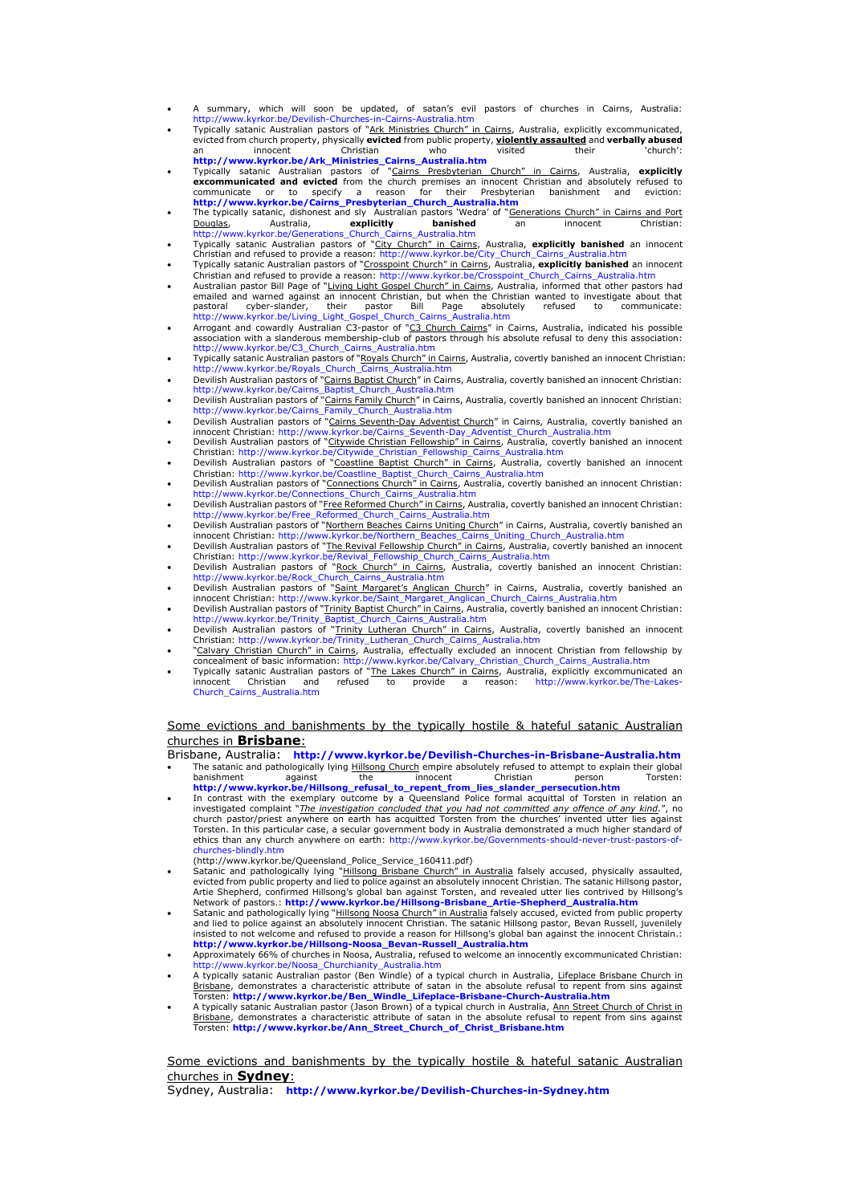- A summary, which will soon be updated, of satan's evil pastors of churches in Cairns, Australia: http://www.kyrkor.be/Devilish-Churches-in-Cairns-Australia.htm
- Typically satanic Australian pastors of "Ark Ministries Church" in Cairns, Australia, explicitly excommunicated, evicted from church property, physically **evicted** from public property, **violently assaulted** and **verbally abused** an innocent Christian who visited their 'church': **http://www.kyrkor.be/Ark_Ministries_Cairns_Australia.htm**
- Typically satanic Australian pastors of "Cairns Presbyterian Church" in Cairns, Australia, **explicitly excommunicated and evicted** from the church premises an innocent Christian and absolutely refused to communicate or to specify a reason for their Presbyterian banishment and eviction: **http://www.kyrkor.be/Cairns_Presbyterian_Church_Australia.htm**
- The typically satanic, dishonest and sly Australian pastors 'Wedra' of "Generations Church" in Cairns and Port Douglas, Australia, **explicitly banished** an innocent Christian: http://www.kyrkor.be/Generations_Church_Cairns_Australia.htm
- Typically satanic Australian pastors of "City Church" in Cairns, Australia, **explicitly banished** an innocent Christian and refused to provide a reason: http://www.kyrkor.be/City_Church_Cairns_Australia.htm
- Typically satanic Australian pastors of "Crosspoint Church" in Cairns, Australia, **explicitly banished** an innocent Christian and refused to provide a reason: http://www.kyrkor.be/Crosspoint_Church_Cairns_Australia.htm
- Australian pastor Bill Page of "Living Light Gospel Church" in Cairns, Australia, informed that other pastors had emailed and warned against an innocent Christian, but when the Christian wanted to investigate about that pastoral cyber-slander, their pastor Bill Page absolutely refused to communicate: http://www.kyrkor.be/Living_Light_Gospel_Church_Cairns_Australia.htm
- Arrogant and cowardly Australian C3-pastor of "C3 Church Cairns" in Cairns, Australia, indicated his possible association with a slanderous membership-club of pastors through his absolute refusal to deny this association: http://www.kyrkor.be/C3_Church_Cairns_Australia.htm
- Typically satanic Australian pastors of "Royals Church" in Cairns, Australia, covertly banished an innocent Christian: http://www.kyrkor.be/Royals_Church_Cairns_Australia.htm
- Devilish Australian pastors of "Cairns Baptist Church" in Cairns, Australia, covertly banished an innocent Christian: http://www.kyrkor.be/Cairns_Baptist_Church_Australia.htm
- Devilish Australian pastors of "Cairns Family Church" in Cairns, Australia, covertly banished an innocent Christian: http://www.kyrkor.be/Cairns_Family_Church_Australia.htm
- Devilish Australian pastors of "Cairns Seventh-Day Adventist Church" in Cairns, Australia, covertly banished an innocent Christian: http://www.kyrkor.be/Cairns_Seventh-Day_Adventist_Church_Australia.htm
- Devilish Australian pastors of "Citywide Christian Fellowship" in Cairns, Australia, covertly banished an innocent Christian: http://www.kyrkor.be/Citywide_Christian_Fellowship_Cairns_Australia.htm
- Devilish Australian pastors of "Coastline Baptist Church" in Cairns, Australia, covertly banished an innocent Christian: http://www.kyrkor.be/Coastline_Baptist_Church_Cairns_Australia.htm
- Devilish Australian pastors of "Connections Church" in Cairns, Australia, covertly banished an innocent Christian: http://www.kyrkor.be/Connections_Church_Cairns_Australia.htm
- Devilish Australian pastors of "Free Reformed Church" in Cairns, Australia, covertly banished an innocent Christian: http://www.kyrkor.be/Free_Reformed_Church_Cairns_Australia.htm
- Devilish Australian pastors of "Northern Beaches Cairns Uniting Church" in Cairns, Australia, covertly banished an innocent Christian: http://www.kyrkor.be/Northern_Beaches_Cairns_Uniting_Church_Australia.htm
- Devilish Australian pastors of "The Revival Fellowship Church" in Cairns, Australia, covertly banished an innocent Christian: http://www.kyrkor.be/Revival_Fellowship_Church_Cairns_Australia.htm
- Devilish Australian pastors of "Rock Church" in Cairns, Australia, covertly banished an innocent Christian: http://www.kyrkor.be/Rock_Church_Cairns_Australia.htm
- Devilish Australian pastors of "Saint Margaret's Anglican Church" in Cairns, Australia, covertly banished an innocent Christian: http://www.kyrkor.be/Saint_Margaret_Anglican_Church_Cairns_Australia.htm
- Devilish Australian pastors of "Trinity Baptist Church" in Cairns, Australia, covertly banished an innocent Christian: http://www.kyrkor.be/Trinity_Baptist_Church_Cairns_Australia.htm
- Devilish Australian pastors of "Trinity Lutheran Church" in Cairns, Australia, covertly banished an innocent Christian: http://www.kyrkor.be/Trinity_Lutheran_Church_Cairns_Australia.htm
- "Calvary Christian Church" in Cairns, Australia, effectually excluded an innocent Christian from fellowship by concealment of basic information: http://www.kyrkor.be/Calvary_Christian_Church_Cairns_Australia.htm
- Typically satanic Australian pastors of "The Lakes Church" in Cairns, Australia, explicitly excommunicated an innocent Christian and refused to provide a reason: http://www.kyrkor.be/The-Lakes-Church_Cairns_Australia.htm

## Some evictions and banishments by the typically hostile & hateful satanic Australian churches in **Brisbane**:

Brisbane, Australia: **http://www.kyrkor.be/Devilish-Churches-in-Brisbane-Australia.htm**

- The satanic and pathologically lying Hillsong Church empire absolutely refused to attempt to explain their global banishment against the innocent Christian person Torsten: **http://www.kyrkor.be/Hillsong_refusal_to_repent_from_lies_slander_persecution.htm**
- In contrast with the exemplary outcome by a Queensland Police formal acquittal of Torsten in relation an investigated complaint "*The investigation concluded that you had not committed any offence of any kind.*", no church pastor/priest anywhere on earth has acquitted Torsten from the churches' invented utter lies against Torsten. In this particular case, a secular government body in Australia demonstrated a much higher standard of ethics than any church anywhere on earth: http://www.kyrkor.be/Governments-should-never-trust-pastors-of-churches-blindly.htm
  (http://www.kyrkor.be/Queensland_Police_Service_160411.pdf)
- Satanic and pathologically lying "Hillsong Brisbane Church" in Australia falsely accused, physically assaulted, evicted from public property and lied to police against an absolutely innocent Christian. The satanic Hillsong pastor, Artie Shepherd, confirmed Hillsong's global ban against Torsten, and revealed utter lies contrived by Hillsong's Network of pastors.: **http://www.kyrkor.be/Hillsong-Brisbane_Artie-Shepherd_Australia.htm**
- Satanic and pathologically lying "Hillsong Noosa Church" in Australia falsely accused, evicted from public property and lied to police against an absolutely innocent Christian. The satanic Hillsong pastor, Bevan Russell, juvenilely insisted to not welcome and refused to provide a reason for Hillsong's global ban against the innocent Christian.: **http://www.kyrkor.be/Hillsong-Noosa_Bevan-Russell_Australia.htm**
- Approximately 66% of churches in Noosa, Australia, refused to welcome an innocently excommunicated Christian: http://www.kyrkor.be/Noosa_Churchianity_Australia.htm
- A typically satanic Australian pastor (Ben Windle) of a typical church in Australia, Lifeplace Brisbane Church in Brisbane, demonstrates a characteristic attribute of satan in the absolute refusal to repent from sins against Torsten: **http://www.kyrkor.be/Ben_Windle_Lifeplace-Brisbane-Church-Australia.htm**
- A typically satanic Australian pastor (Jason Brown) of a typical church in Australia, Ann Street Church of Christ in Brisbane, demonstrates a characteristic attribute of satan in the absolute refusal to repent from sins against Torsten: **http://www.kyrkor.be/Ann_Street_Church_of_Christ_Brisbane.htm**

## Some evictions and banishments by the typically hostile & hateful satanic Australian churches in **Sydney**:

Sydney, Australia: **http://www.kyrkor.be/Devilish-Churches-in-Sydney.htm**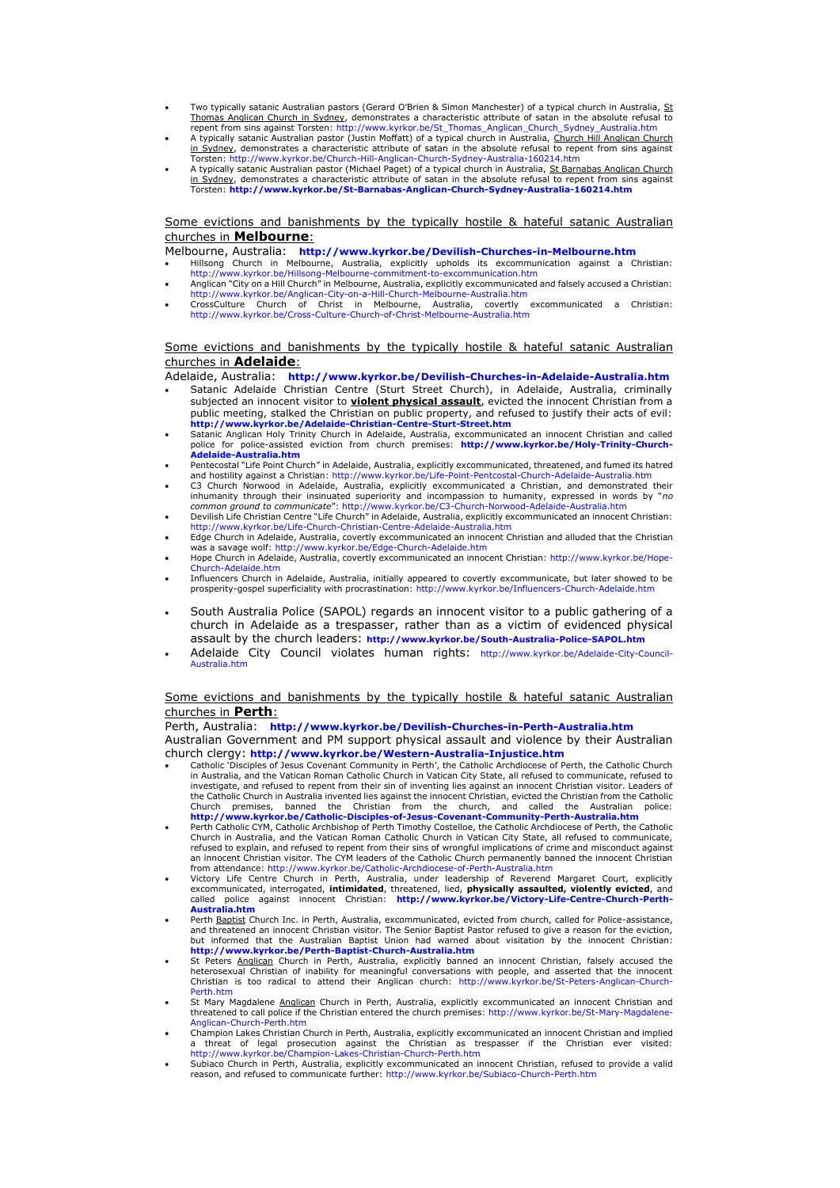- Two typically satanic Australian pastors (Gerard O'Brien & Simon Manchester) of a typical church in Australia, St Thomas Anglican Church in Sydney, demonstrates a characteristic attribute of satan in the absolute refusal to repent from sins against Torsten: http://www.kyrkor.be/St_Thomas_Anglican_Church_Sydney_Australia.htm
- A typically satanic Australian pastor (Justin Moffatt) of a typical church in Australia, Church Hill Anglican Church in Sydney, demonstrates a characteristic attribute of satan in the absolute refusal to repent from sins against Torsten: http://www.kyrkor.be/Church-Hill-Anglican-Church-Sydney-Australia-160214.htm
- A typically satanic Australian pastor (Michael Paget) of a typical church in Australia, St Barnabas Anglican Church in Sydney, demonstrates a characteristic attribute of satan in the absolute refusal to repent from sins against Torsten: **http://www.kyrkor.be/St-Barnabas-Anglican-Church-Sydney-Australia-160214.htm**

Some evictions and banishments by the typically hostile & hateful satanic Australian churches in **Melbourne**:

Melbourne, Australia: **http://www.kyrkor.be/Devilish-Churches-in-Melbourne.htm**

- Hillsong Church in Melbourne, Australia, explicitly upholds its excommunication against a Christian: http://www.kyrkor.be/Hillsong-Melbourne-commitment-to-excommunication.htm
- Anglican "City on a Hill Church" in Melbourne, Australia, explicitly excommunicated and falsely accused a Christian: http://www.kyrkor.be/Anglican-City-on-a-Hill-Church-Melbourne-Australia.htm
- CrossCulture Church of Christ in Melbourne, Australia, covertly excommunicated a Christian: http://www.kyrkor.be/Cross-Culture-Church-of-Christ-Melbourne-Australia.htm

Some evictions and banishments by the typically hostile & hateful satanic Australian churches in **Adelaide**:

Adelaide, Australia: **http://www.kyrkor.be/Devilish-Churches-in-Adelaide-Australia.htm**

- Satanic Adelaide Christian Centre (Sturt Street Church), in Adelaide, Australia, criminally subjected an innocent visitor to **violent physical assault**, evicted the innocent Christian from a public meeting, stalked the Christian on public property, and refused to justify their acts of evil: **http://www.kyrkor.be/Adelaide-Christian-Centre-Sturt-Street.htm**
- Satanic Anglican Holy Trinity Church in Adelaide, Australia, excommunicated an innocent Christian and called police for police-assisted eviction from church premises: **http://www.kyrkor.be/Holy-Trinity-Church-Adelaide-Australia.htm**
- Pentecostal "Life Point Church" in Adelaide, Australia, explicitly excommunicated, threatened, and fumed its hatred and hostility against a Christian: http://www.kyrkor.be/Life-Point-Pentcostal-Church-Adelaide-Australia.htm
- C3 Church Norwood in Adelaide, Australia, explicitly excommunicated a Christian, and demonstrated their inhumanity through their insinuated superiority and incompassion to humanity, expressed in words by "*no common ground to communicate*": http://www.kyrkor.be/C3-Church-Norwood-Adelaide-Australia.htm
- Devilish Life Christian Centre "Life Church" in Adelaide, Australia, explicitly excommunicated an innocent Christian: http://www.kyrkor.be/Life-Church-Christian-Centre-Adelaide-Australia.htm
- Edge Church in Adelaide, Australia, covertly excommunicated an innocent Christian and alluded that the Christian was a savage wolf: http://www.kyrkor.be/Edge-Church-Adelaide.htm
- Hope Church in Adelaide, Australia, covertly excommunicated an innocent Christian: http://www.kyrkor.be/Hope-Church-Adelaide.htm
- Influencers Church in Adelaide, Australia, initially appeared to covertly excommunicate, but later showed to be prosperity-gospel superficiality with procrastination: http://www.kyrkor.be/Influencers-Church-Adelaide.htm

- South Australia Police (SAPOL) regards an innocent visitor to a public gathering of a church in Adelaide as a trespasser, rather than as a victim of evidenced physical assault by the church leaders: **http://www.kyrkor.be/South-Australia-Police-SAPOL.htm**
- Adelaide City Council violates human rights: http://www.kyrkor.be/Adelaide-City-Council-Australia.htm

Some evictions and banishments by the typically hostile & hateful satanic Australian churches in **Perth**:

Perth, Australia: **http://www.kyrkor.be/Devilish-Churches-in-Perth-Australia.htm**

Australian Government and PM support physical assault and violence by their Australian church clergy: **http://www.kyrkor.be/Western-Australia-Injustice.htm**

- Catholic 'Disciples of Jesus Covenant Community in Perth', the Catholic Archdiocese of Perth, the Catholic Church in Australia, and the Vatican Roman Catholic Church in Vatican City State, all refused to communicate, refused to investigate, and refused to repent from their sin of inventing lies against an innocent Christian visitor. Leaders of the Catholic Church in Australia invented lies against the innocent Christian, evicted the Christian from the Catholic Church premises, banned the Christian from the church, and called the Australian police: **http://www.kyrkor.be/Catholic-Disciples-of-Jesus-Covenant-Community-Perth-Australia.htm**
- Perth Catholic CYM, Catholic Archbishop of Perth Timothy Costelloe, the Catholic Archdiocese of Perth, the Catholic Church in Australia, and the Vatican Roman Catholic Church in Vatican City State, all refused to communicate, refused to explain, and refused to repent from their sins of wrongful implications of crime and misconduct against an innocent Christian visitor. The CYM leaders of the Catholic Church permanently banned the innocent Christian from attendance: http://www.kyrkor.be/Catholic-Archdiocese-of-Perth-Australia.htm
- Victory Life Centre Church in Perth, Australia, under leadership of Reverend Margaret Court, explicitly excommunicated, interrogated, **intimidated**, threatened, lied, **physically assaulted, violently evicted**, and called police against innocent Christian: **http://www.kyrkor.be/Victory-Life-Centre-Church-Perth-Australia.htm**
- Perth Baptist Church Inc. in Perth, Australia, excommunicated, evicted from church, called for Police-assistance, and threatened an innocent Christian visitor. The Senior Baptist Pastor refused to give a reason for the eviction, but informed that the Australian Baptist Union had warned about visitation by the innocent Christian: **http://www.kyrkor.be/Perth-Baptist-Church-Australia.htm**
- St Peters Anglican Church in Perth, Australia, explicitly banned an innocent Christian, falsely accused the heterosexual Christian of inability for meaningful conversations with people, and asserted that the innocent Christian is too radical to attend their Anglican church: http://www.kyrkor.be/St-Peters-Anglican-Church-Perth.htm
- St Mary Magdalene Anglican Church in Perth, Australia, explicitly excommunicated an innocent Christian and threatened to call police if the Christian entered the church premises: http://www.kyrkor.be/St-Mary-Magdalene-Anglican-Church-Perth.htm
- Champion Lakes Christian Church in Perth, Australia, explicitly excommunicated an innocent Christian and implied a threat of legal prosecution against the Christian as trespasser if the Christian ever visited: http://www.kyrkor.be/Champion-Lakes-Christian-Church-Perth.htm
- Subiaco Church in Perth, Australia, explicitly excommunicated an innocent Christian, refused to provide a valid reason, and refused to communicate further: http://www.kyrkor.be/Subiaco-Church-Perth.htm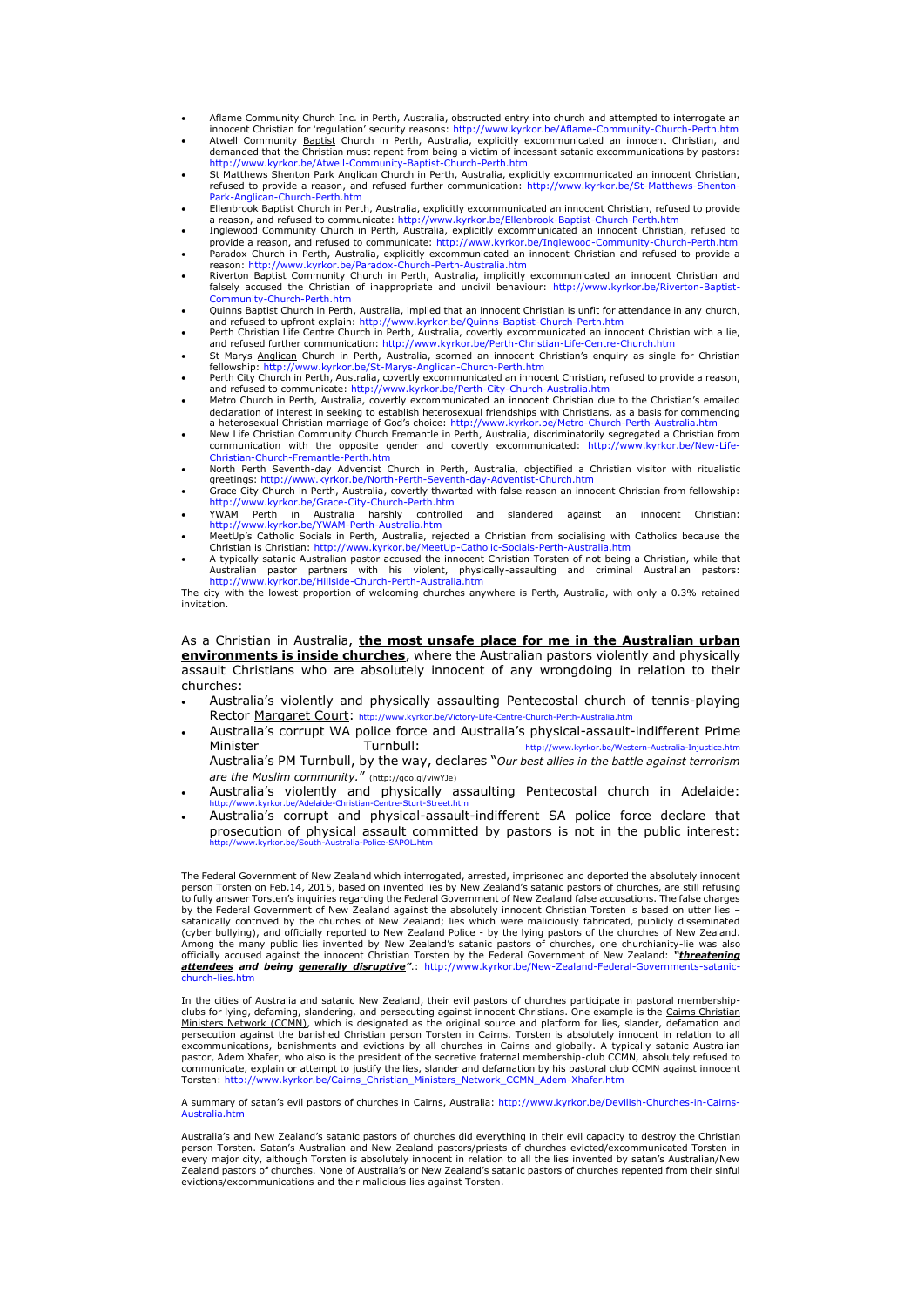- Aflame Community Church Inc. in Perth, Australia, obstructed entry into church and attempted to interrogate an innocent Christian for 'regulation' security reasons: http://www.kyrkor.be/Aflame-Community-Church-Perth.htm
- Atwell Community Baptist Church in Perth, Australia, explicitly excommunicated an innocent Christian, and demanded that the Christian must repent from being a victim of incessant satanic excommunications by pastors: http://www.kyrkor.be/Atwell-Community-Baptist-Church-Perth.htm
- St Matthews Shenton Park Anglican Church in Perth, Australia, explicitly excommunicated an innocent Christian, refused to provide a reason, and refused further communication: http://www.kyrkor.be/St-Matthews-Shenton-Park-Anglican-Church-Perth.htm
- Ellenbrook Baptist Church in Perth, Australia, explicitly excommunicated an innocent Christian, refused to provide a reason, and refused to communicate: http://www.kyrkor.be/Ellenbrook-Baptist-Church-Perth.htm
- Inglewood Community Church in Perth, Australia, explicitly excommunicated an innocent Christian, refused to provide a reason, and refused to communicate: http://www.kyrkor.be/Inglewood-Community-Church-Perth.htm
- Paradox Church in Perth, Australia, explicitly excommunicated an innocent Christian and refused to provide a reason: http://www.kyrkor.be/Paradox-Church-Perth-Australia.htm
- Riverton Baptist Community Church in Perth, Australia, implicitly excommunicated an innocent Christian and falsely accused the Christian of inappropriate and uncivil behaviour: http://www.kyrkor.be/Riverton-Baptist-Community-Church-Perth.htm
- Quinns Baptist Church in Perth, Australia, implied that an innocent Christian is unfit for attendance in any church, and refused to upfront explain: http://www.kyrkor.be/Quinns-Baptist-Church-Perth.htm
- Perth Christian Life Centre Church in Perth, Australia, covertly excommunicated an innocent Christian with a lie, and refused further communication: http://www.kyrkor.be/Perth-Christian-Life-Centre-Church.htm
- St Marys Anglican Church in Perth, Australia, scorned an innocent Christian's enquiry as single for Christian fellowship: http://www.kyrkor.be/St-Marys-Anglican-Church-Perth.htm
- Perth City Church in Perth, Australia, covertly excommunicated an innocent Christian, refused to provide a reason, and refused to communicate: http://www.kyrkor.be/Perth-City-Church-Australia.htm
- Metro Church in Perth, Australia, covertly excommunicated an innocent Christian due to the Christian's emailed declaration of interest in seeking to establish heterosexual friendships with Christians, as a basis for commencing a heterosexual Christian marriage of God's choice: http://www.kyrkor.be/Metro-Church-Perth-Australia.htm
- New Life Christian Community Church Fremantle in Perth, Australia, discriminatorily segregated a Christian from communication with the opposite gender and covertly excommunicated: http://www.kyrkor.be/New-Life-Christian-Church-Fremantle-Perth.htm
- North Perth Seventh-day Adventist Church in Perth, Australia, objectified a Christian visitor with ritualistic greetings: http://www.kyrkor.be/North-Perth-Seventh-day-Adventist-Church.htm
- Grace City Church in Perth, Australia, covertly thwarted with false reason an innocent Christian from fellowship: http://www.kyrkor.be/Grace-City-Church-Perth.htm
- YWAM Perth in Australia harshly controlled and slandered against an innocent Christian: http://www.kyrkor.be/YWAM-Perth-Australia.htm
- MeetUp's Catholic Socials in Perth, Australia, rejected a Christian from socialising with Catholics because the Christian is Christian: http://www.kyrkor.be/MeetUp-Catholic-Socials-Perth-Australia.htm
- A typically satanic Australian pastor accused the innocent Christian Torsten of not being a Christian, while that Australian pastor partners with his violent, physically-assaulting and criminal Australian pastors: http://www.kyrkor.be/Hillside-Church-Perth-Australia.htm

The city with the lowest proportion of welcoming churches anywhere is Perth, Australia, with only a 0.3% retained invitation.

As a Christian in Australia, **the most unsafe place for me in the Australian urban environments is inside churches**, where the Australian pastors violently and physically assault Christians who are absolutely innocent of any wrongdoing in relation to their churches:

- Australia's violently and physically assaulting Pentecostal church of tennis-playing Rector Margaret Court: http://www.kyrkor.be/Victory-Life-Centre-Church-Perth-Australia.htm
- Australia's corrupt WA police force and Australia's physical-assault-indifferent Prime Minister Turnbull: http://www.kyrkor.be/Western-Australia-Injustice.htm
  Australia's PM Turnbull, by the way, declares "*Our best allies in the battle against terrorism are the Muslim community.*" (http://goo.gl/viwYJe)
- Australia's violently and physically assaulting Pentecostal church in Adelaide: http://www.kyrkor.be/Adelaide-Christian-Centre-Sturt-Street.htm
- Australia's corrupt and physical-assault-indifferent SA police force declare that prosecution of physical assault committed by pastors is not in the public interest: http://www.kyrkor.be/South-Australia-Police-SAPOL.htm

The Federal Government of New Zealand which interrogated, arrested, imprisoned and deported the absolutely innocent person Torsten on Feb.14, 2015, based on invented lies by New Zealand's satanic pastors of churches, are still refusing to fully answer Torsten's inquiries regarding the Federal Government of New Zealand false accusations. The false charges by the Federal Government of New Zealand against the absolutely innocent Christian Torsten is based on utter lies – satanically contrived by the churches of New Zealand; lies which were maliciously fabricated, publicly disseminated (cyber bullying), and officially reported to New Zealand Police - by the lying pastors of the churches of New Zealand. Among the many public lies invented by New Zealand's satanic pastors of churches, one churchianity-lie was also officially accused against the innocent Christian Torsten by the Federal Government of New Zealand: ***"threatening attendees** and being **generally disruptive**"*.: http://www.kyrkor.be/New-Zealand-Federal-Governments-satanic-church-lies.htm

In the cities of Australia and satanic New Zealand, their evil pastors of churches participate in pastoral membership-clubs for lying, defaming, slandering, and persecuting against innocent Christians. One example is the Cairns Christian Ministers Network (CCMN), which is designated as the original source and platform for lies, slander, defamation and persecution against the banished Christian person Torsten in Cairns. Torsten is absolutely innocent in relation to all excommunications, banishments and evictions by all churches in Cairns and globally. A typically satanic Australian pastor, Adem Xhafer, who also is the president of the secretive fraternal membership-club CCMN, absolutely refused to communicate, explain or attempt to justify the lies, slander and defamation by his pastoral club CCMN against innocent Torsten: http://www.kyrkor.be/Cairns_Christian_Ministers_Network_CCMN_Adem-Xhafer.htm

A summary of satan's evil pastors of churches in Cairns, Australia: http://www.kyrkor.be/Devilish-Churches-in-Cairns-Australia.htm

Australia's and New Zealand's satanic pastors of churches did everything in their evil capacity to destroy the Christian person Torsten. Satan's Australian and New Zealand pastors/priests of churches evicted/excommunicated Torsten in every major city, although Torsten is absolutely innocent in relation to all the lies invented by satan's Australian/New Zealand pastors of churches. None of Australia's or New Zealand's satanic pastors of churches repented from their sinful evictions/excommunications and their malicious lies against Torsten.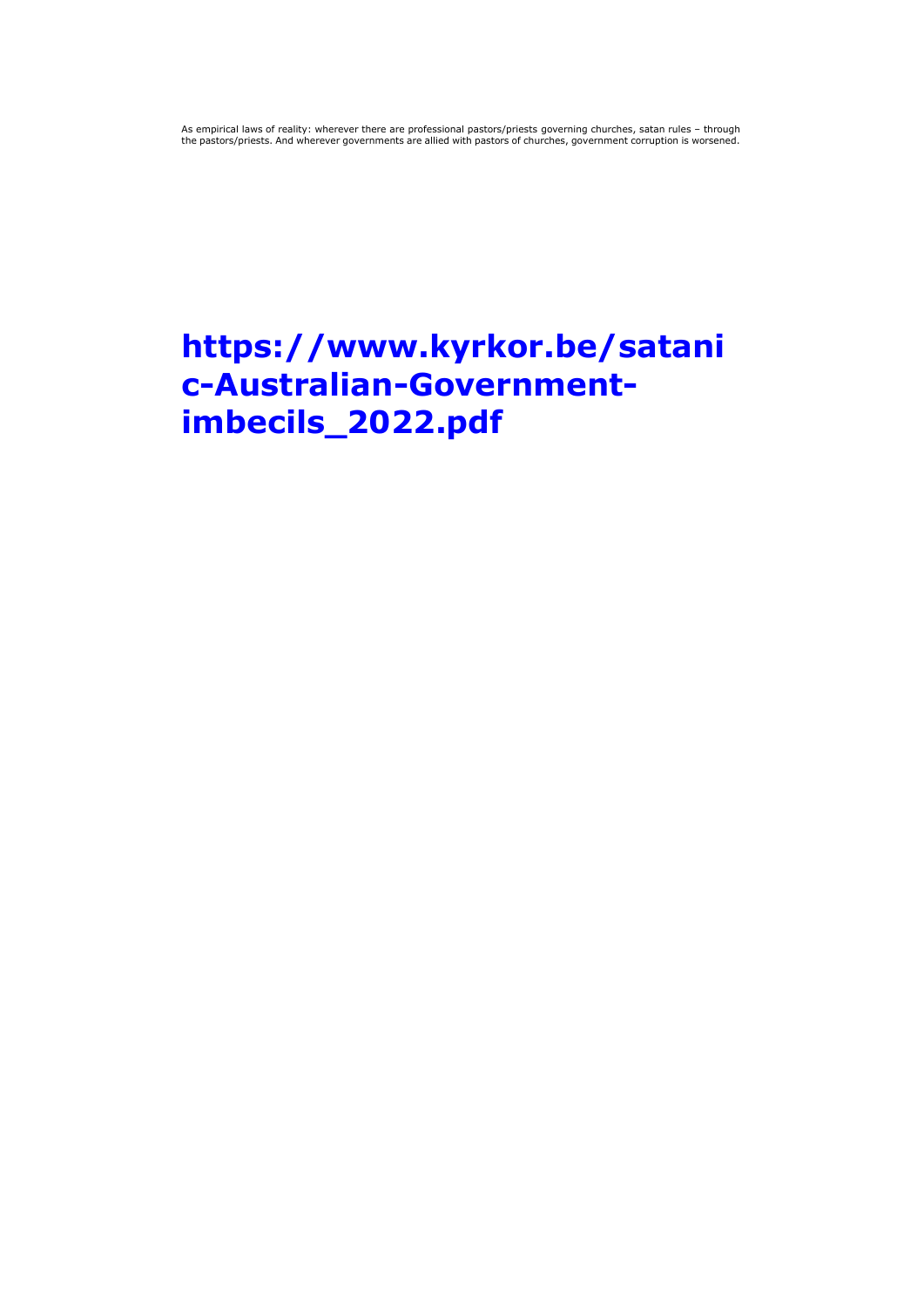**https://www.kyrkor.be/satanic-Australian-Government-imbecils_2022.pdf**